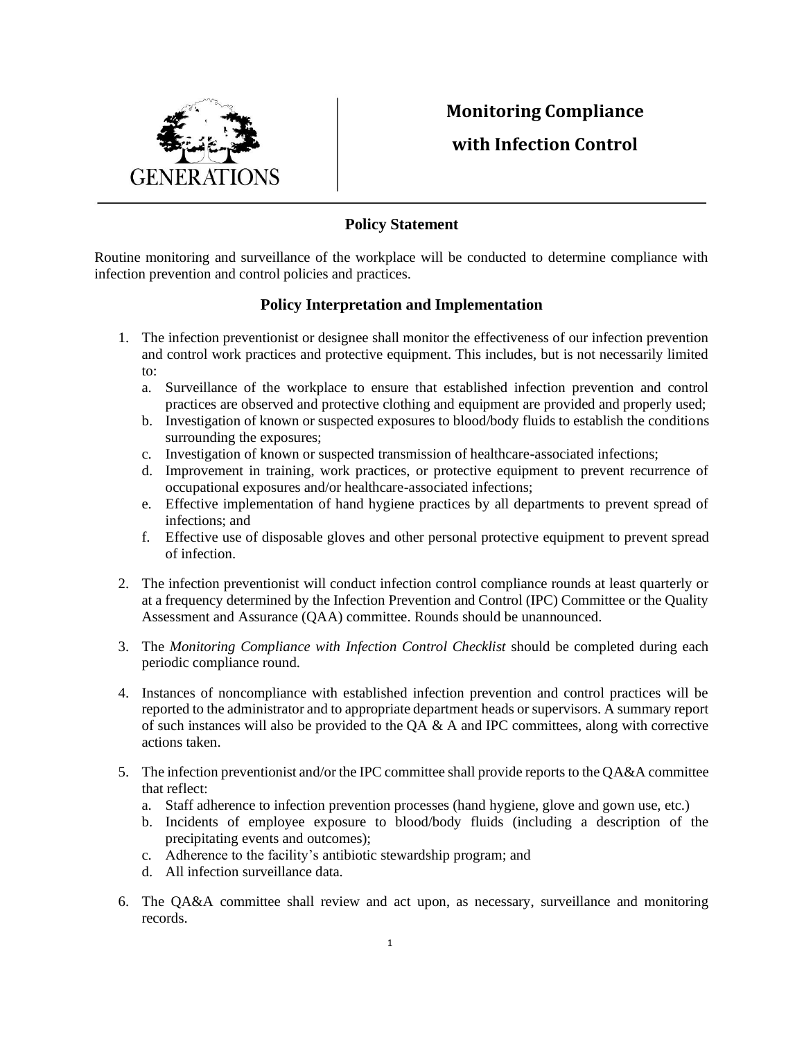GENERATIONS

# Monitoring Compliance with Infection Control

## Policy Statement

Routine monitoring and surveillance of the workplace will be conducted to determine compliance with infection prevention and control policies and practices.

## Policy Interpretation and Implementation

1. The infection preventionist or designee shall monitor the effectiveness of our infection prevention and control work practices and protective equipment. This includes, but is not necessarily limited to:
   a. Surveillance of the workplace to ensure that established infection prevention and control practices are observed and protective clothing and equipment are provided and properly used;
   b. Investigation of known or suspected exposures to blood/body fluids to establish the conditions surrounding the exposures;
   c. Investigation of known or suspected transmission of healthcare-associated infections;
   d. Improvement in training, work practices, or protective equipment to prevent recurrence of occupational exposures and/or healthcare-associated infections;
   e. Effective implementation of hand hygiene practices by all departments to prevent spread of infections; and
   f. Effective use of disposable gloves and other personal protective equipment to prevent spread of infection.

2. The infection preventionist will conduct infection control compliance rounds at least quarterly or at a frequency determined by the Infection Prevention and Control (IPC) Committee or the Quality Assessment and Assurance (QAA) committee. Rounds should be unannounced.

3. The *Monitoring Compliance with Infection Control Checklist* should be completed during each periodic compliance round.

4. Instances of noncompliance with established infection prevention and control practices will be reported to the administrator and to appropriate department heads or supervisors. A summary report of such instances will also be provided to the QA & A and IPC committees, along with corrective actions taken.

5. The infection preventionist and/or the IPC committee shall provide reports to the QA&A committee that reflect:
   a. Staff adherence to infection prevention processes (hand hygiene, glove and gown use, etc.)
   b. Incidents of employee exposure to blood/body fluids (including a description of the precipitating events and outcomes);
   c. Adherence to the facility's antibiotic stewardship program; and
   d. All infection surveillance data.

6. The QA&A committee shall review and act upon, as necessary, surveillance and monitoring records.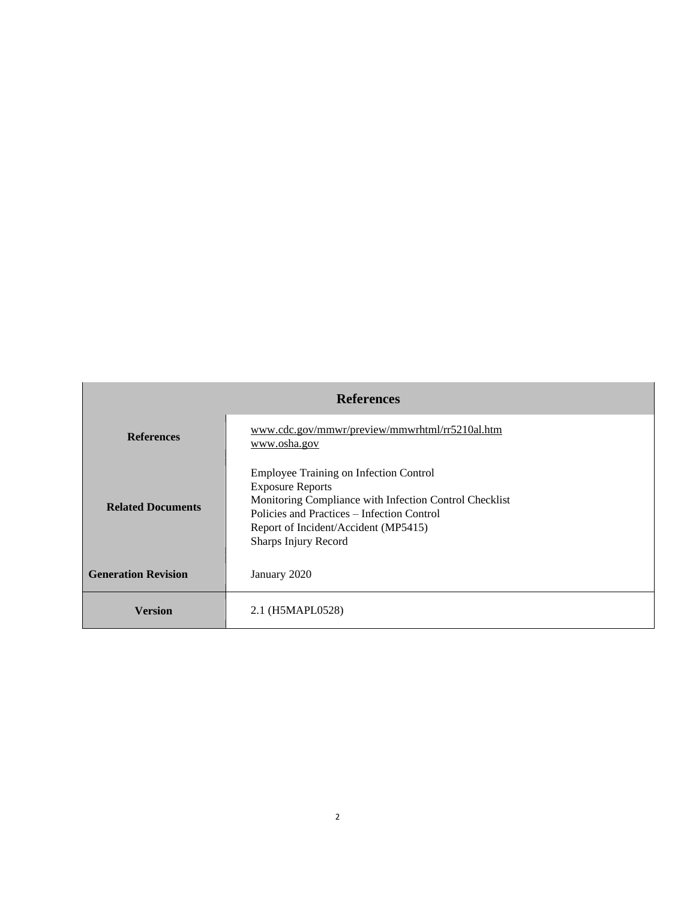| References | |
|---|---|
| **References** | www.cdc.gov/mmwr/preview/mmwrhtml/rr5210al.htm<br>www.osha.gov |
| **Related Documents** | Employee Training on Infection Control<br>Exposure Reports<br>Monitoring Compliance with Infection Control Checklist<br>Policies and Practices – Infection Control<br>Report of Incident/Accident (MP5415)<br>Sharps Injury Record |
| **Generation Revision** | January 2020 |
| **Version** | 2.1 (H5MAPL0528) |